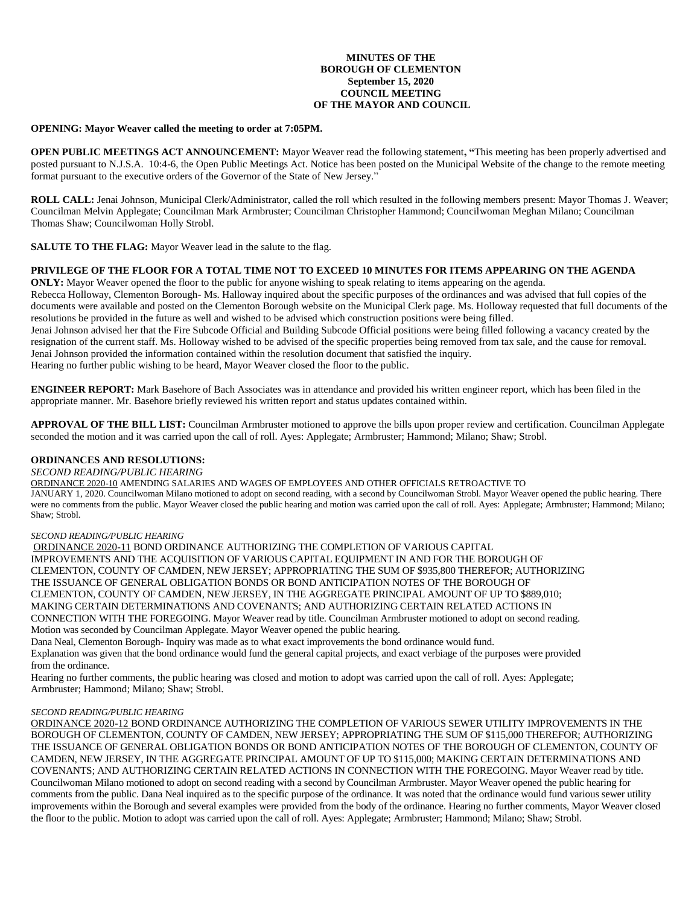**MINUTES OF THE**
**BOROUGH OF CLEMENTON**
**September 15, 2020**
**COUNCIL MEETING**
**OF THE MAYOR AND COUNCIL**

**OPENING: Mayor Weaver called the meeting to order at 7:05PM.**

**OPEN PUBLIC MEETINGS ACT ANNOUNCEMENT:** Mayor Weaver read the following statement**, "**This meeting has been properly advertised and posted pursuant to N.J.S.A. 10:4-6, the Open Public Meetings Act. Notice has been posted on the Municipal Website of the change to the remote meeting format pursuant to the executive orders of the Governor of the State of New Jersey."

**ROLL CALL:** Jenai Johnson, Municipal Clerk/Administrator, called the roll which resulted in the following members present: Mayor Thomas J. Weaver; Councilman Melvin Applegate; Councilman Mark Armbruster; Councilman Christopher Hammond; Councilwoman Meghan Milano; Councilman Thomas Shaw; Councilwoman Holly Strobl.

**SALUTE TO THE FLAG:** Mayor Weaver lead in the salute to the flag.

**PRIVILEGE OF THE FLOOR FOR A TOTAL TIME NOT TO EXCEED 10 MINUTES FOR ITEMS APPEARING ON THE AGENDA ONLY:** Mayor Weaver opened the floor to the public for anyone wishing to speak relating to items appearing on the agenda.
Rebecca Holloway, Clementon Borough- Ms. Halloway inquired about the specific purposes of the ordinances and was advised that full copies of the documents were available and posted on the Clementon Borough website on the Municipal Clerk page. Ms. Holloway requested that full documents of the resolutions be provided in the future as well and wished to be advised which construction positions were being filled.
Jenai Johnson advised her that the Fire Subcode Official and Building Subcode Official positions were being filled following a vacancy created by the resignation of the current staff. Ms. Holloway wished to be advised of the specific properties being removed from tax sale, and the cause for removal. Jenai Johnson provided the information contained within the resolution document that satisfied the inquiry.
Hearing no further public wishing to be heard, Mayor Weaver closed the floor to the public.

**ENGINEER REPORT:** Mark Basehore of Bach Associates was in attendance and provided his written engineer report, which has been filed in the appropriate manner. Mr. Basehore briefly reviewed his written report and status updates contained within.

**APPROVAL OF THE BILL LIST:** Councilman Armbruster motioned to approve the bills upon proper review and certification. Councilman Applegate seconded the motion and it was carried upon the call of roll. Ayes: Applegate; Armbruster; Hammond; Milano; Shaw; Strobl.

**ORDINANCES AND RESOLUTIONS:**

*SECOND READING/PUBLIC HEARING*

ORDINANCE 2020-10 AMENDING SALARIES AND WAGES OF EMPLOYEES AND OTHER OFFICIALS RETROACTIVE TO JANUARY 1, 2020. Councilwoman Milano motioned to adopt on second reading, with a second by Councilwoman Strobl. Mayor Weaver opened the public hearing. There were no comments from the public. Mayor Weaver closed the public hearing and motion was carried upon the call of roll. Ayes: Applegate; Armbruster; Hammond; Milano; Shaw; Strobl.

*SECOND READING/PUBLIC HEARING*

ORDINANCE 2020-11 BOND ORDINANCE AUTHORIZING THE COMPLETION OF VARIOUS CAPITAL IMPROVEMENTS AND THE ACQUISITION OF VARIOUS CAPITAL EQUIPMENT IN AND FOR THE BOROUGH OF CLEMENTON, COUNTY OF CAMDEN, NEW JERSEY; APPROPRIATING THE SUM OF $935,800 THEREFOR; AUTHORIZING THE ISSUANCE OF GENERAL OBLIGATION BONDS OR BOND ANTICIPATION NOTES OF THE BOROUGH OF CLEMENTON, COUNTY OF CAMDEN, NEW JERSEY, IN THE AGGREGATE PRINCIPAL AMOUNT OF UP TO $889,010; MAKING CERTAIN DETERMINATIONS AND COVENANTS; AND AUTHORIZING CERTAIN RELATED ACTIONS IN CONNECTION WITH THE FOREGOING. Mayor Weaver read by title. Councilman Armbruster motioned to adopt on second reading. Motion was seconded by Councilman Applegate. Mayor Weaver opened the public hearing.
Dana Neal, Clementon Borough- Inquiry was made as to what exact improvements the bond ordinance would fund.
Explanation was given that the bond ordinance would fund the general capital projects, and exact verbiage of the purposes were provided from the ordinance.
Hearing no further comments, the public hearing was closed and motion to adopt was carried upon the call of roll. Ayes: Applegate; Armbruster; Hammond; Milano; Shaw; Strobl.

*SECOND READING/PUBLIC HEARING*

ORDINANCE 2020-12 BOND ORDINANCE AUTHORIZING THE COMPLETION OF VARIOUS SEWER UTILITY IMPROVEMENTS IN THE BOROUGH OF CLEMENTON, COUNTY OF CAMDEN, NEW JERSEY; APPROPRIATING THE SUM OF $115,000 THEREFOR; AUTHORIZING THE ISSUANCE OF GENERAL OBLIGATION BONDS OR BOND ANTICIPATION NOTES OF THE BOROUGH OF CLEMENTON, COUNTY OF CAMDEN, NEW JERSEY, IN THE AGGREGATE PRINCIPAL AMOUNT OF UP TO $115,000; MAKING CERTAIN DETERMINATIONS AND COVENANTS; AND AUTHORIZING CERTAIN RELATED ACTIONS IN CONNECTION WITH THE FOREGOING. Mayor Weaver read by title. Councilwoman Milano motioned to adopt on second reading with a second by Councilman Armbruster. Mayor Weaver opened the public hearing for comments from the public. Dana Neal inquired as to the specific purpose of the ordinance. It was noted that the ordinance would fund various sewer utility improvements within the Borough and several examples were provided from the body of the ordinance. Hearing no further comments, Mayor Weaver closed the floor to the public. Motion to adopt was carried upon the call of roll. Ayes: Applegate; Armbruster; Hammond; Milano; Shaw; Strobl.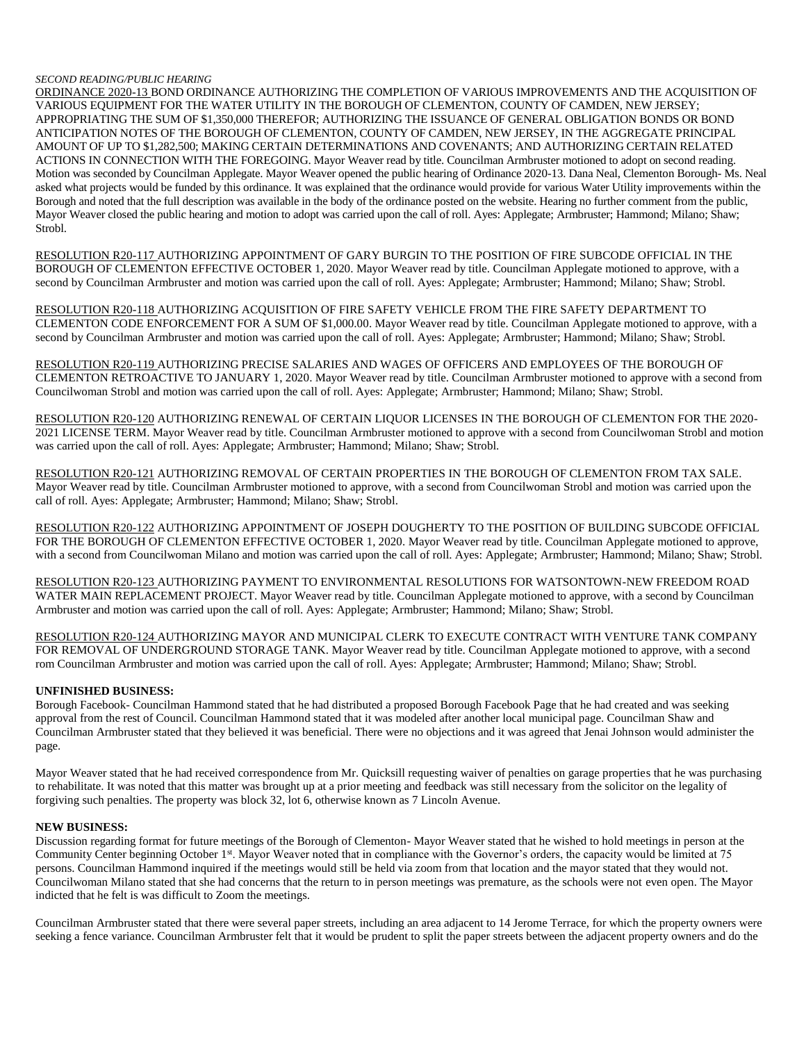*SECOND READING/PUBLIC HEARING*

ORDINANCE 2020-13 BOND ORDINANCE AUTHORIZING THE COMPLETION OF VARIOUS IMPROVEMENTS AND THE ACQUISITION OF VARIOUS EQUIPMENT FOR THE WATER UTILITY IN THE BOROUGH OF CLEMENTON, COUNTY OF CAMDEN, NEW JERSEY; APPROPRIATING THE SUM OF $1,350,000 THEREFOR; AUTHORIZING THE ISSUANCE OF GENERAL OBLIGATION BONDS OR BOND ANTICIPATION NOTES OF THE BOROUGH OF CLEMENTON, COUNTY OF CAMDEN, NEW JERSEY, IN THE AGGREGATE PRINCIPAL AMOUNT OF UP TO $1,282,500; MAKING CERTAIN DETERMINATIONS AND COVENANTS; AND AUTHORIZING CERTAIN RELATED ACTIONS IN CONNECTION WITH THE FOREGOING. Mayor Weaver read by title. Councilman Armbruster motioned to adopt on second reading. Motion was seconded by Councilman Applegate. Mayor Weaver opened the public hearing of Ordinance 2020-13. Dana Neal, Clementon Borough- Ms. Neal asked what projects would be funded by this ordinance. It was explained that the ordinance would provide for various Water Utility improvements within the Borough and noted that the full description was available in the body of the ordinance posted on the website. Hearing no further comment from the public, Mayor Weaver closed the public hearing and motion to adopt was carried upon the call of roll. Ayes: Applegate; Armbruster; Hammond; Milano; Shaw; Strobl.

RESOLUTION R20-117 AUTHORIZING APPOINTMENT OF GARY BURGIN TO THE POSITION OF FIRE SUBCODE OFFICIAL IN THE BOROUGH OF CLEMENTON EFFECTIVE OCTOBER 1, 2020. Mayor Weaver read by title. Councilman Applegate motioned to approve, with a second by Councilman Armbruster and motion was carried upon the call of roll. Ayes: Applegate; Armbruster; Hammond; Milano; Shaw; Strobl.

RESOLUTION R20-118 AUTHORIZING ACQUISITION OF FIRE SAFETY VEHICLE FROM THE FIRE SAFETY DEPARTMENT TO CLEMENTON CODE ENFORCEMENT FOR A SUM OF $1,000.00. Mayor Weaver read by title. Councilman Applegate motioned to approve, with a second by Councilman Armbruster and motion was carried upon the call of roll. Ayes: Applegate; Armbruster; Hammond; Milano; Shaw; Strobl.

RESOLUTION R20-119 AUTHORIZING PRECISE SALARIES AND WAGES OF OFFICERS AND EMPLOYEES OF THE BOROUGH OF CLEMENTON RETROACTIVE TO JANUARY 1, 2020. Mayor Weaver read by title. Councilman Armbruster motioned to approve with a second from Councilwoman Strobl and motion was carried upon the call of roll. Ayes: Applegate; Armbruster; Hammond; Milano; Shaw; Strobl.

RESOLUTION R20-120 AUTHORIZING RENEWAL OF CERTAIN LIQUOR LICENSES IN THE BOROUGH OF CLEMENTON FOR THE 2020-2021 LICENSE TERM. Mayor Weaver read by title. Councilman Armbruster motioned to approve with a second from Councilwoman Strobl and motion was carried upon the call of roll. Ayes: Applegate; Armbruster; Hammond; Milano; Shaw; Strobl.

RESOLUTION R20-121 AUTHORIZING REMOVAL OF CERTAIN PROPERTIES IN THE BOROUGH OF CLEMENTON FROM TAX SALE. Mayor Weaver read by title. Councilman Armbruster motioned to approve, with a second from Councilwoman Strobl and motion was carried upon the call of roll. Ayes: Applegate; Armbruster; Hammond; Milano; Shaw; Strobl.

RESOLUTION R20-122 AUTHORIZING APPOINTMENT OF JOSEPH DOUGHERTY TO THE POSITION OF BUILDING SUBCODE OFFICIAL FOR THE BOROUGH OF CLEMENTON EFFECTIVE OCTOBER 1, 2020. Mayor Weaver read by title. Councilman Applegate motioned to approve, with a second from Councilwoman Milano and motion was carried upon the call of roll. Ayes: Applegate; Armbruster; Hammond; Milano; Shaw; Strobl.

RESOLUTION R20-123 AUTHORIZING PAYMENT TO ENVIRONMENTAL RESOLUTIONS FOR WATSONTOWN-NEW FREEDOM ROAD WATER MAIN REPLACEMENT PROJECT. Mayor Weaver read by title. Councilman Applegate motioned to approve, with a second by Councilman Armbruster and motion was carried upon the call of roll. Ayes: Applegate; Armbruster; Hammond; Milano; Shaw; Strobl.

RESOLUTION R20-124 AUTHORIZING MAYOR AND MUNICIPAL CLERK TO EXECUTE CONTRACT WITH VENTURE TANK COMPANY FOR REMOVAL OF UNDERGROUND STORAGE TANK. Mayor Weaver read by title. Councilman Applegate motioned to approve, with a second rom Councilman Armbruster and motion was carried upon the call of roll. Ayes: Applegate; Armbruster; Hammond; Milano; Shaw; Strobl.

**UNFINISHED BUSINESS:**

Borough Facebook- Councilman Hammond stated that he had distributed a proposed Borough Facebook Page that he had created and was seeking approval from the rest of Council. Councilman Hammond stated that it was modeled after another local municipal page. Councilman Shaw and Councilman Armbruster stated that they believed it was beneficial. There were no objections and it was agreed that Jenai Johnson would administer the page.

Mayor Weaver stated that he had received correspondence from Mr. Quicksill requesting waiver of penalties on garage properties that he was purchasing to rehabilitate. It was noted that this matter was brought up at a prior meeting and feedback was still necessary from the solicitor on the legality of forgiving such penalties. The property was block 32, lot 6, otherwise known as 7 Lincoln Avenue.

**NEW BUSINESS:**

Discussion regarding format for future meetings of the Borough of Clementon- Mayor Weaver stated that he wished to hold meetings in person at the Community Center beginning October 1st. Mayor Weaver noted that in compliance with the Governor's orders, the capacity would be limited at 75 persons. Councilman Hammond inquired if the meetings would still be held via zoom from that location and the mayor stated that they would not. Councilwoman Milano stated that she had concerns that the return to in person meetings was premature, as the schools were not even open. The Mayor indicted that he felt is was difficult to Zoom the meetings.

Councilman Armbruster stated that there were several paper streets, including an area adjacent to 14 Jerome Terrace, for which the property owners were seeking a fence variance. Councilman Armbruster felt that it would be prudent to split the paper streets between the adjacent property owners and do the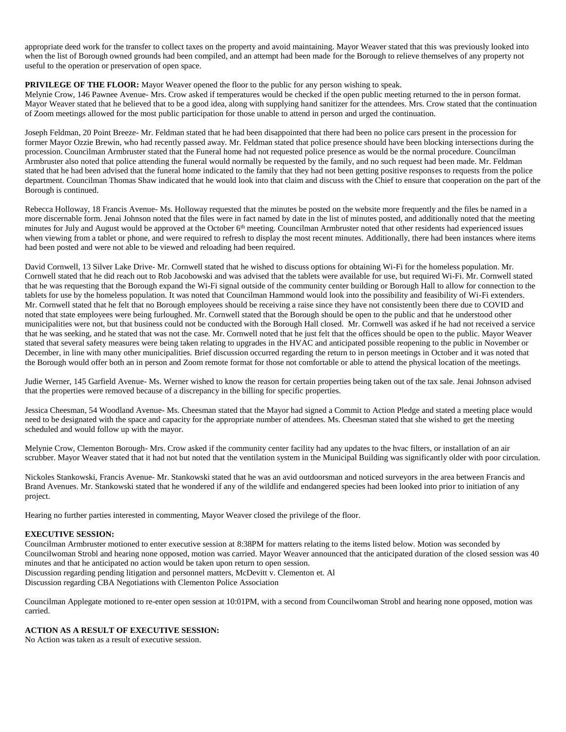appropriate deed work for the transfer to collect taxes on the property and avoid maintaining. Mayor Weaver stated that this was previously looked into when the list of Borough owned grounds had been compiled, and an attempt had been made for the Borough to relieve themselves of any property not useful to the operation or preservation of open space.

**PRIVILEGE OF THE FLOOR:** Mayor Weaver opened the floor to the public for any person wishing to speak.
Melynie Crow, 146 Pawnee Avenue- Mrs. Crow asked if temperatures would be checked if the open public meeting returned to the in person format. Mayor Weaver stated that he believed that to be a good idea, along with supplying hand sanitizer for the attendees. Mrs. Crow stated that the continuation of Zoom meetings allowed for the most public participation for those unable to attend in person and urged the continuation.

Joseph Feldman, 20 Point Breeze- Mr. Feldman stated that he had been disappointed that there had been no police cars present in the procession for former Mayor Ozzie Brewin, who had recently passed away. Mr. Feldman stated that police presence should have been blocking intersections during the procession. Councilman Armbruster stated that the Funeral home had not requested police presence as would be the normal procedure. Councilman Armbruster also noted that police attending the funeral would normally be requested by the family, and no such request had been made. Mr. Feldman stated that he had been advised that the funeral home indicated to the family that they had not been getting positive responses to requests from the police department. Councilman Thomas Shaw indicated that he would look into that claim and discuss with the Chief to ensure that cooperation on the part of the Borough is continued.

Rebecca Holloway, 18 Francis Avenue- Ms. Holloway requested that the minutes be posted on the website more frequently and the files be named in a more discernable form. Jenai Johnson noted that the files were in fact named by date in the list of minutes posted, and additionally noted that the meeting minutes for July and August would be approved at the October 6th meeting. Councilman Armbruster noted that other residents had experienced issues when viewing from a tablet or phone, and were required to refresh to display the most recent minutes. Additionally, there had been instances where items had been posted and were not able to be viewed and reloading had been required.

David Cornwell, 13 Silver Lake Drive- Mr. Cornwell stated that he wished to discuss options for obtaining Wi-Fi for the homeless population. Mr. Cornwell stated that he did reach out to Rob Jacobowski and was advised that the tablets were available for use, but required Wi-Fi. Mr. Cornwell stated that he was requesting that the Borough expand the Wi-Fi signal outside of the community center building or Borough Hall to allow for connection to the tablets for use by the homeless population. It was noted that Councilman Hammond would look into the possibility and feasibility of Wi-Fi extenders. Mr. Cornwell stated that he felt that no Borough employees should be receiving a raise since they have not consistently been there due to COVID and noted that state employees were being furloughed. Mr. Cornwell stated that the Borough should be open to the public and that he understood other municipalities were not, but that business could not be conducted with the Borough Hall closed. Mr. Cornwell was asked if he had not received a service that he was seeking, and he stated that was not the case. Mr. Cornwell noted that he just felt that the offices should be open to the public. Mayor Weaver stated that several safety measures were being taken relating to upgrades in the HVAC and anticipated possible reopening to the public in November or December, in line with many other municipalities. Brief discussion occurred regarding the return to in person meetings in October and it was noted that the Borough would offer both an in person and Zoom remote format for those not comfortable or able to attend the physical location of the meetings.

Judie Werner, 145 Garfield Avenue- Ms. Werner wished to know the reason for certain properties being taken out of the tax sale. Jenai Johnson advised that the properties were removed because of a discrepancy in the billing for specific properties.

Jessica Cheesman, 54 Woodland Avenue- Ms. Cheesman stated that the Mayor had signed a Commit to Action Pledge and stated a meeting place would need to be designated with the space and capacity for the appropriate number of attendees. Ms. Cheesman stated that she wished to get the meeting scheduled and would follow up with the mayor.

Melynie Crow, Clementon Borough- Mrs. Crow asked if the community center facility had any updates to the hvac filters, or installation of an air scrubber. Mayor Weaver stated that it had not but noted that the ventilation system in the Municipal Building was significantly older with poor circulation.

Nickoles Stankowski, Francis Avenue- Mr. Stankowski stated that he was an avid outdoorsman and noticed surveyors in the area between Francis and Brand Avenues. Mr. Stankowski stated that he wondered if any of the wildlife and endangered species had been looked into prior to initiation of any project.

Hearing no further parties interested in commenting, Mayor Weaver closed the privilege of the floor.

**EXECUTIVE SESSION:**
Councilman Armbruster motioned to enter executive session at 8:38PM for matters relating to the items listed below. Motion was seconded by Councilwoman Strobl and hearing none opposed, motion was carried. Mayor Weaver announced that the anticipated duration of the closed session was 40 minutes and that he anticipated no action would be taken upon return to open session.
Discussion regarding pending litigation and personnel matters, McDevitt v. Clementon et. Al
Discussion regarding CBA Negotiations with Clementon Police Association

Councilman Applegate motioned to re-enter open session at 10:01PM, with a second from Councilwoman Strobl and hearing none opposed, motion was carried.

**ACTION AS A RESULT OF EXECUTIVE SESSION:**
No Action was taken as a result of executive session.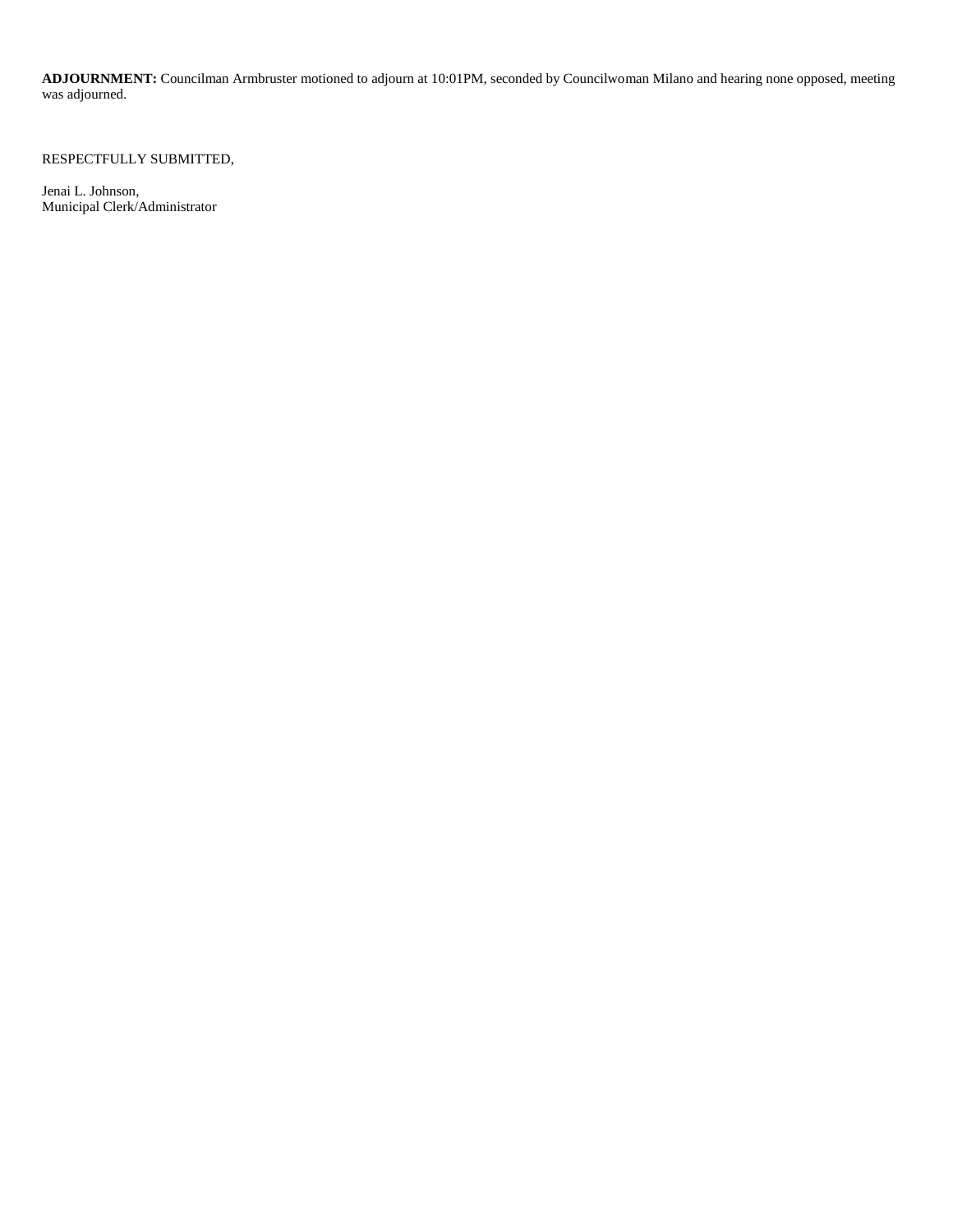**ADJOURNMENT:** Councilman Armbruster motioned to adjourn at 10:01PM, seconded by Councilwoman Milano and hearing none opposed, meeting was adjourned.

RESPECTFULLY SUBMITTED,

Jenai L. Johnson,
Municipal Clerk/Administrator